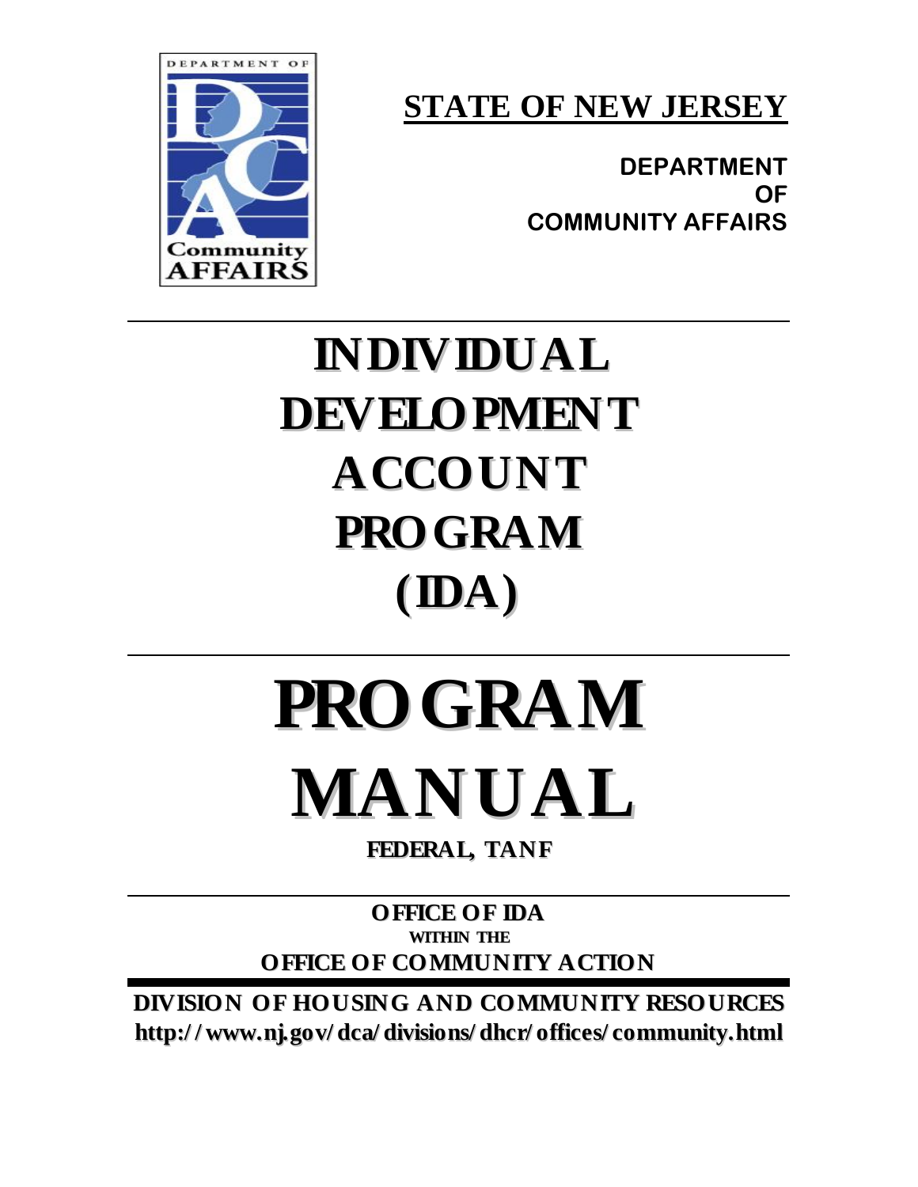DEPARTMENT OF
Community
AFFAIRS

**STATE OF NEW JERSEY**

**DEPARTMENT OF COMMUNITY AFFAIRS**

# INDIVIDUAL DEVELOPMENT ACCOUNT PROGRAM (IDA)

# PROGRAM MANUAL

**FEDERAL, TANF**

**OFFICE OF IDA**
**WITHIN THE**
**OFFICE OF COMMUNITY ACTION**

**DIVISION OF HOUSING AND COMMUNITY RESOURCES**
**http://www.nj.gov/dca/divisions/dhcr/offices/community.html**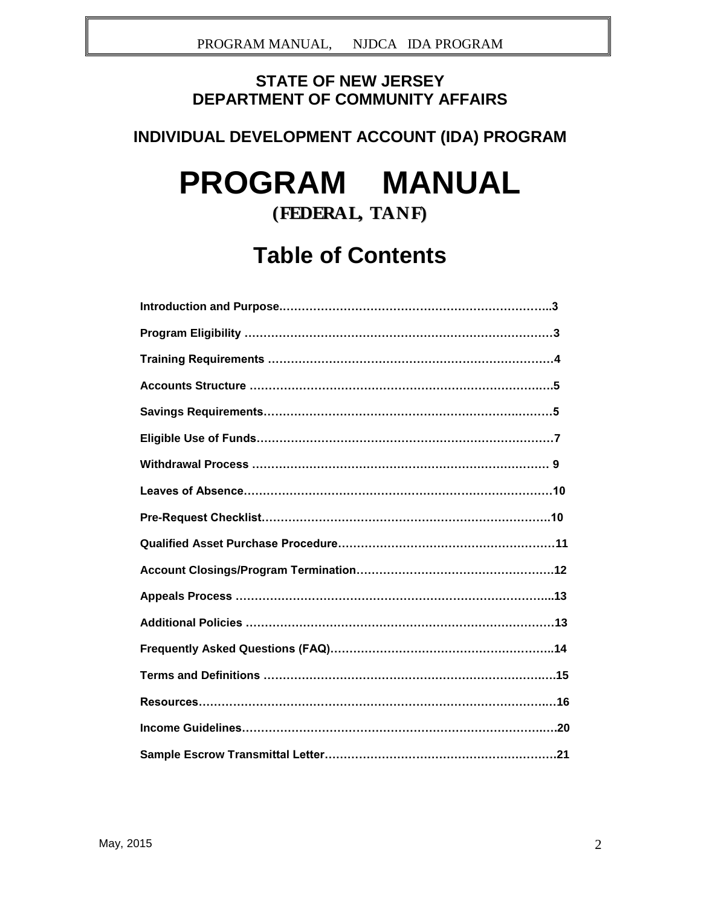**STATE OF NEW JERSEY**
**DEPARTMENT OF COMMUNITY AFFAIRS**

**INDIVIDUAL DEVELOPMENT ACCOUNT (IDA) PROGRAM**

# PROGRAM MANUAL

**(FEDERAL, TANF)**

## Table of Contents

**Introduction and Purpose**……………………………………………………………..3

**Program Eligibility** ………………………………………………………………………3

**Training Requirements** …………………………………………………………………4

**Accounts Structure** ………………………………………………………………………5

**Savings Requirements**…………………………………………………………………5

**Eligible Use of Funds**……………………………………………………………………7

**Withdrawal Process** …………………………………………………………………… 9

**Leaves of Absence**………………………………………………………………………10

**Pre-Request Checklist**…………………………………………………………………10

**Qualified Asset Purchase Procedure**………………………………………………11

**Account Closings/Program Termination**…………………………………………12

**Appeals Process** …………………………………………………………………………13

**Additional Policies** ……………………………………………………………………13

**Frequently Asked Questions (FAQ)**………………………………………………..14

**Terms and Definitions** …………………………………………………………………15

**Resources**…………………………………………………………………………………16

**Income Guidelines**………………………………………………………………………20

**Sample Escrow Transmittal Letter**…………………………………………………21

May, 2015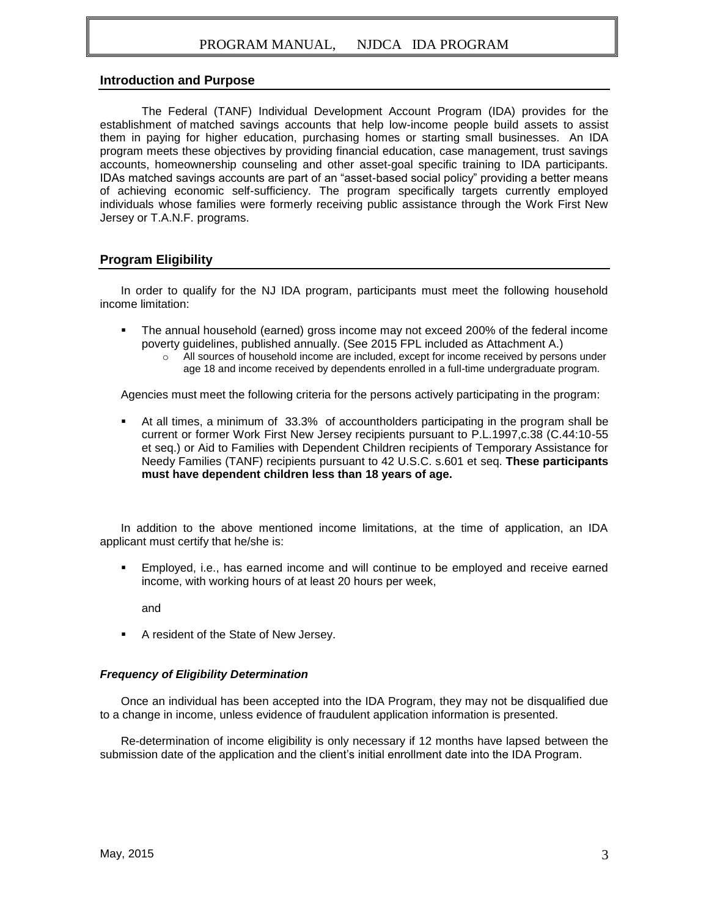## Introduction and Purpose

The Federal (TANF) Individual Development Account Program (IDA) provides for the establishment of matched savings accounts that help low-income people build assets to assist them in paying for higher education, purchasing homes or starting small businesses. An IDA program meets these objectives by providing financial education, case management, trust savings accounts, homeownership counseling and other asset-goal specific training to IDA participants. IDAs matched savings accounts are part of an "asset-based social policy" providing a better means of achieving economic self-sufficiency. The program specifically targets currently employed individuals whose families were formerly receiving public assistance through the Work First New Jersey or T.A.N.F. programs.

## Program Eligibility

In order to qualify for the NJ IDA program, participants must meet the following household income limitation:

- The annual household (earned) gross income may not exceed 200% of the federal income poverty guidelines, published annually. (See 2015 FPL included as Attachment A.)
  - All sources of household income are included, except for income received by persons under age 18 and income received by dependents enrolled in a full-time undergraduate program.

Agencies must meet the following criteria for the persons actively participating in the program:

- At all times, a minimum of 33.3% of accountholders participating in the program shall be current or former Work First New Jersey recipients pursuant to P.L.1997,c.38 (C.44:10-55 et seq.) or Aid to Families with Dependent Children recipients of Temporary Assistance for Needy Families (TANF) recipients pursuant to 42 U.S.C. s.601 et seq. **These participants must have dependent children less than 18 years of age.**

In addition to the above mentioned income limitations, at the time of application, an IDA applicant must certify that he/she is:

- Employed, i.e., has earned income and will continue to be employed and receive earned income, with working hours of at least 20 hours per week,

  and

- A resident of the State of New Jersey.

### *Frequency of Eligibility Determination*

Once an individual has been accepted into the IDA Program, they may not be disqualified due to a change in income, unless evidence of fraudulent application information is presented.

Re-determination of income eligibility is only necessary if 12 months have lapsed between the submission date of the application and the client's initial enrollment date into the IDA Program.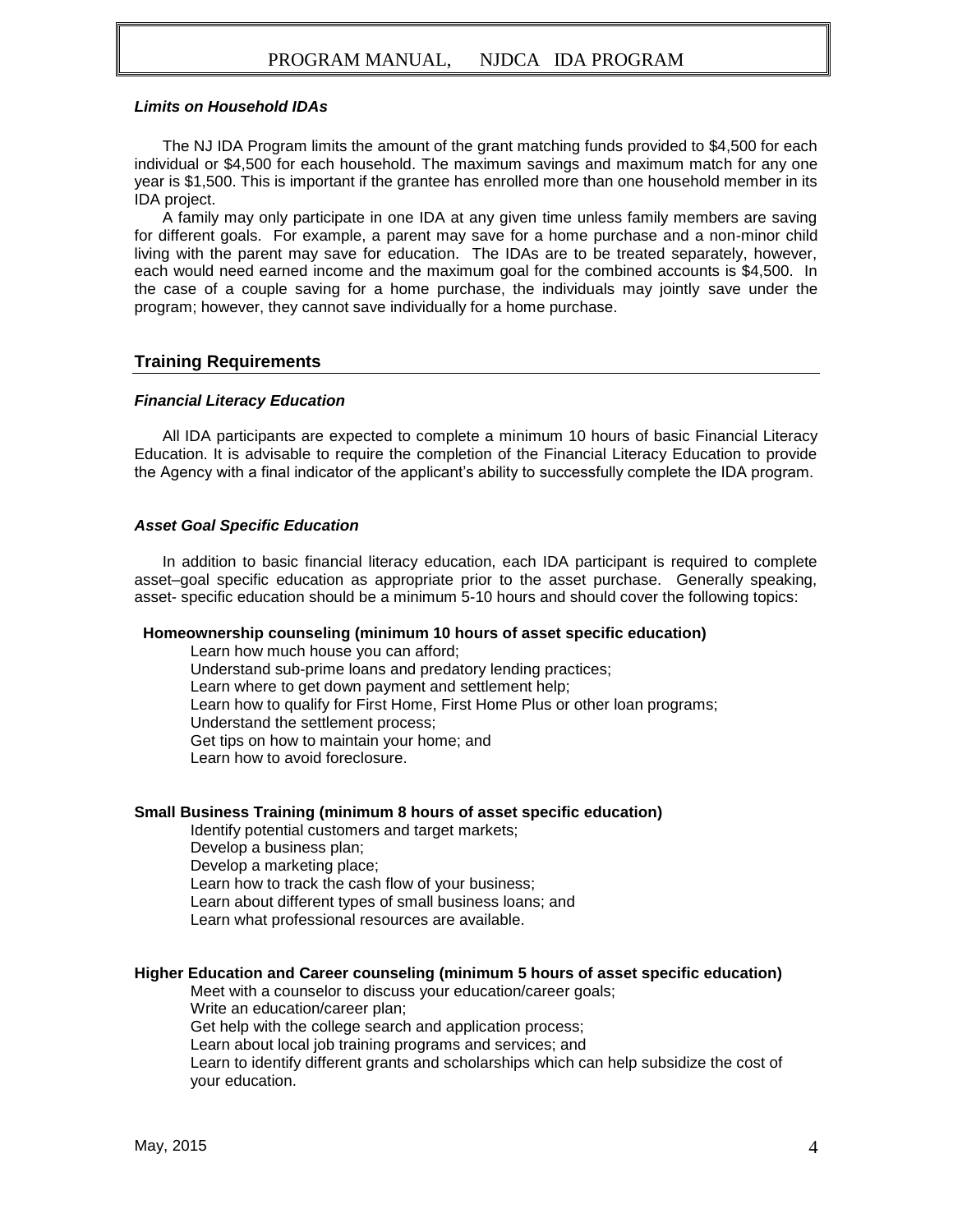#### *Limits on Household IDAs*

The NJ IDA Program limits the amount of the grant matching funds provided to $4,500 for each individual or $4,500 for each household. The maximum savings and maximum match for any one year is $1,500. This is important if the grantee has enrolled more than one household member in its IDA project.

A family may only participate in one IDA at any given time unless family members are saving for different goals. For example, a parent may save for a home purchase and a non-minor child living with the parent may save for education. The IDAs are to be treated separately, however, each would need earned income and the maximum goal for the combined accounts is $4,500. In the case of a couple saving for a home purchase, the individuals may jointly save under the program; however, they cannot save individually for a home purchase.

## Training Requirements

#### *Financial Literacy Education*

All IDA participants are expected to complete a minimum 10 hours of basic Financial Literacy Education. It is advisable to require the completion of the Financial Literacy Education to provide the Agency with a final indicator of the applicant's ability to successfully complete the IDA program.

#### *Asset Goal Specific Education*

In addition to basic financial literacy education, each IDA participant is required to complete asset–goal specific education as appropriate prior to the asset purchase. Generally speaking, asset- specific education should be a minimum 5-10 hours and should cover the following topics:

**Homeownership counseling (minimum 10 hours of asset specific education)**

- Learn how much house you can afford;
- Understand sub-prime loans and predatory lending practices;
- Learn where to get down payment and settlement help;
- Learn how to qualify for First Home, First Home Plus or other loan programs;
- Understand the settlement process;
- Get tips on how to maintain your home; and
- Learn how to avoid foreclosure.

**Small Business Training (minimum 8 hours of asset specific education)**

- Identify potential customers and target markets;
- Develop a business plan;
- Develop a marketing place;
- Learn how to track the cash flow of your business;
- Learn about different types of small business loans; and
- Learn what professional resources are available.

**Higher Education and Career counseling (minimum 5 hours of asset specific education)**

- Meet with a counselor to discuss your education/career goals;
- Write an education/career plan;
- Get help with the college search and application process;
- Learn about local job training programs and services; and
- Learn to identify different grants and scholarships which can help subsidize the cost of your education.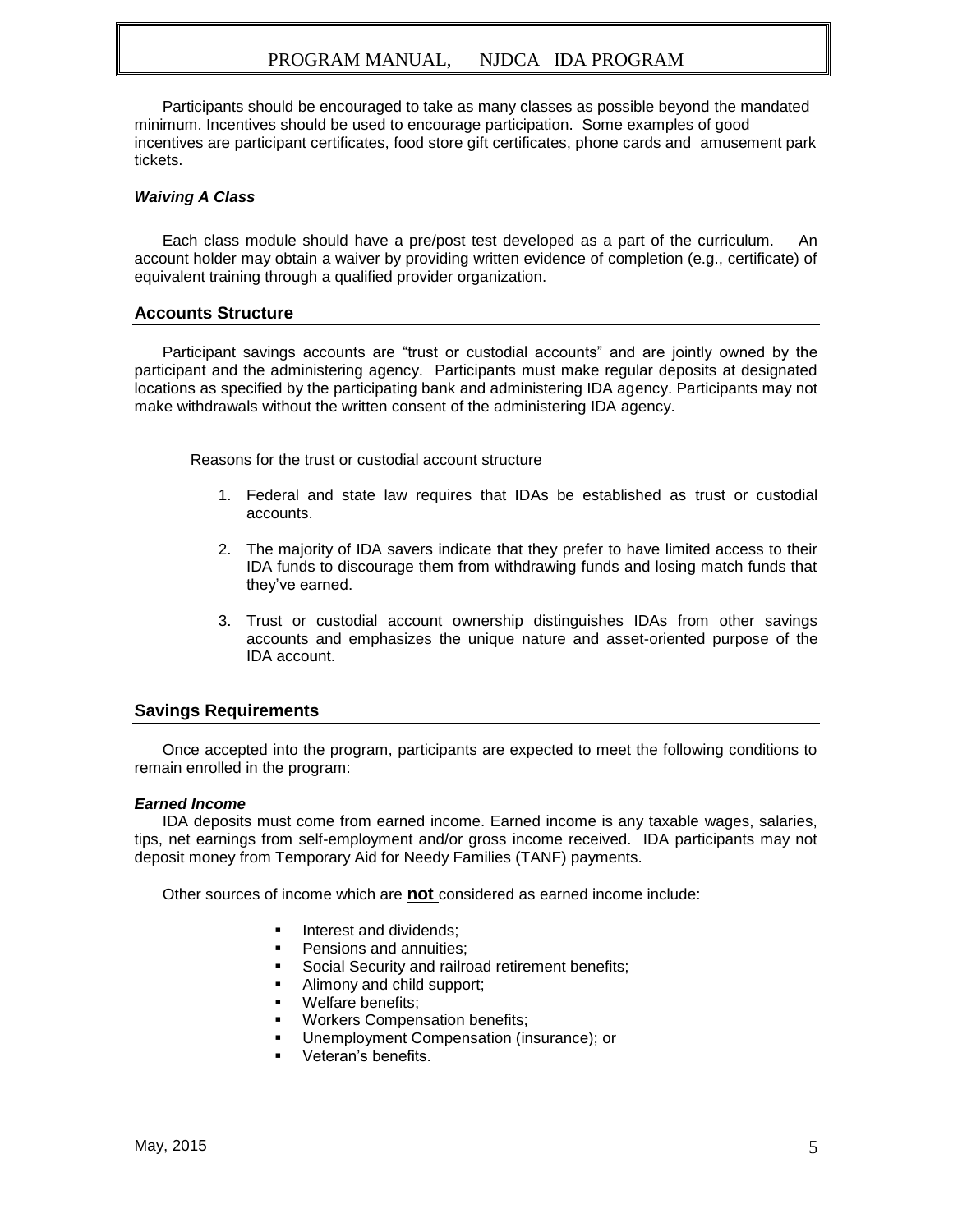Participants should be encouraged to take as many classes as possible beyond the mandated minimum. Incentives should be used to encourage participation. Some examples of good incentives are participant certificates, food store gift certificates, phone cards and amusement park tickets.

***Waiving A Class***

Each class module should have a pre/post test developed as a part of the curriculum. An account holder may obtain a waiver by providing written evidence of completion (e.g., certificate) of equivalent training through a qualified provider organization.

## Accounts Structure

Participant savings accounts are "trust or custodial accounts" and are jointly owned by the participant and the administering agency. Participants must make regular deposits at designated locations as specified by the participating bank and administering IDA agency. Participants may not make withdrawals without the written consent of the administering IDA agency.

Reasons for the trust or custodial account structure

1. Federal and state law requires that IDAs be established as trust or custodial accounts.
2. The majority of IDA savers indicate that they prefer to have limited access to their IDA funds to discourage them from withdrawing funds and losing match funds that they've earned.
3. Trust or custodial account ownership distinguishes IDAs from other savings accounts and emphasizes the unique nature and asset-oriented purpose of the IDA account.

## Savings Requirements

Once accepted into the program, participants are expected to meet the following conditions to remain enrolled in the program:

***Earned Income***

IDA deposits must come from earned income. Earned income is any taxable wages, salaries, tips, net earnings from self-employment and/or gross income received. IDA participants may not deposit money from Temporary Aid for Needy Families (TANF) payments.

Other sources of income which are **not** considered as earned income include:

- Interest and dividends;
- Pensions and annuities;
- Social Security and railroad retirement benefits;
- Alimony and child support;
- Welfare benefits;
- Workers Compensation benefits;
- Unemployment Compensation (insurance); or
- Veteran's benefits.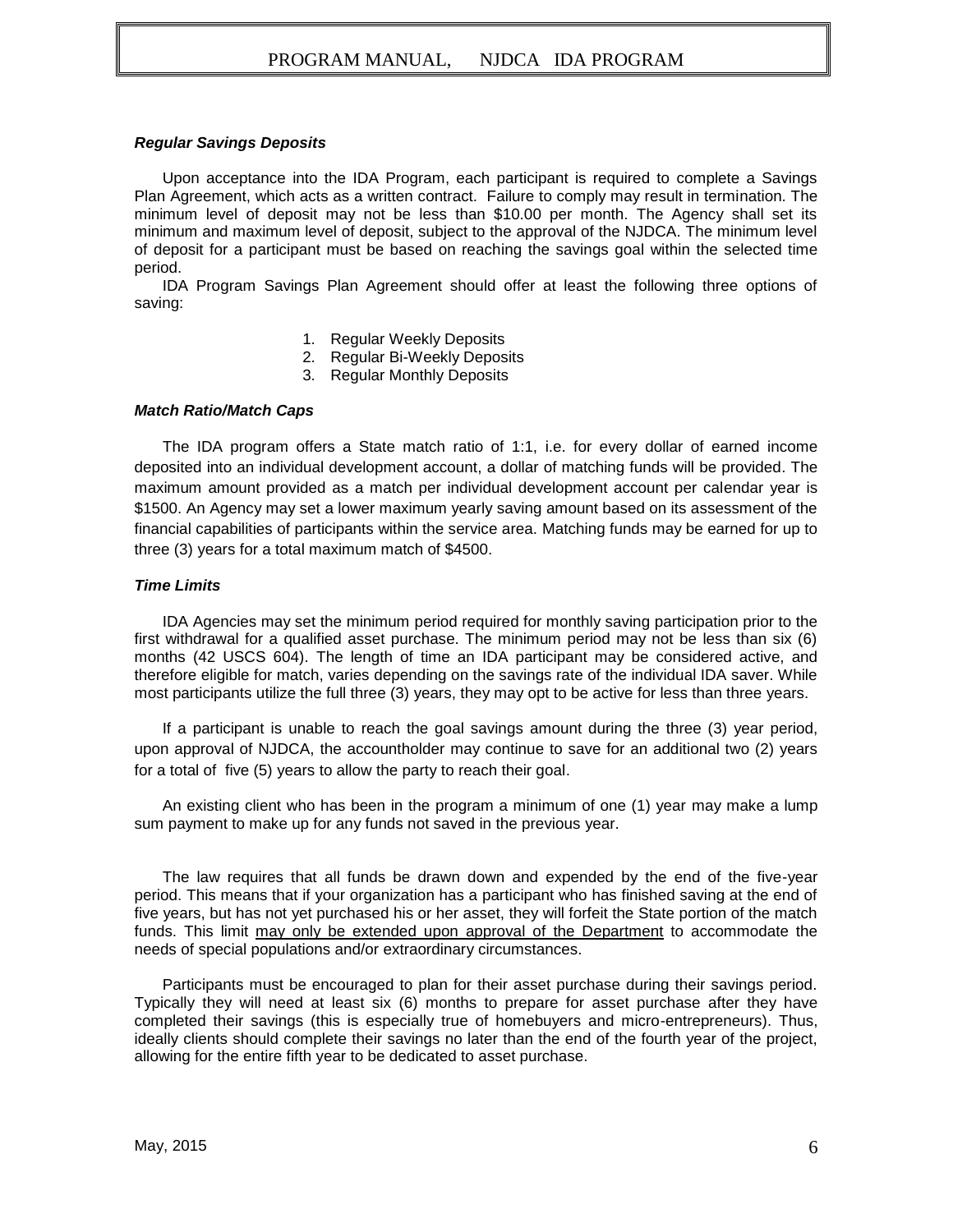### *Regular Savings Deposits*

Upon acceptance into the IDA Program, each participant is required to complete a Savings Plan Agreement, which acts as a written contract. Failure to comply may result in termination. The minimum level of deposit may not be less than $10.00 per month. The Agency shall set its minimum and maximum level of deposit, subject to the approval of the NJDCA. The minimum level of deposit for a participant must be based on reaching the savings goal within the selected time period.

IDA Program Savings Plan Agreement should offer at least the following three options of saving:

1. Regular Weekly Deposits
2. Regular Bi-Weekly Deposits
3. Regular Monthly Deposits

### *Match Ratio/Match Caps*

The IDA program offers a State match ratio of 1:1, i.e. for every dollar of earned income deposited into an individual development account, a dollar of matching funds will be provided. The maximum amount provided as a match per individual development account per calendar year is $1500. An Agency may set a lower maximum yearly saving amount based on its assessment of the financial capabilities of participants within the service area. Matching funds may be earned for up to three (3) years for a total maximum match of $4500.

### *Time Limits*

IDA Agencies may set the minimum period required for monthly saving participation prior to the first withdrawal for a qualified asset purchase. The minimum period may not be less than six (6) months (42 USCS 604). The length of time an IDA participant may be considered active, and therefore eligible for match, varies depending on the savings rate of the individual IDA saver. While most participants utilize the full three (3) years, they may opt to be active for less than three years.

If a participant is unable to reach the goal savings amount during the three (3) year period, upon approval of NJDCA, the accountholder may continue to save for an additional two (2) years for a total of five (5) years to allow the party to reach their goal.

An existing client who has been in the program a minimum of one (1) year may make a lump sum payment to make up for any funds not saved in the previous year.

The law requires that all funds be drawn down and expended by the end of the five-year period. This means that if your organization has a participant who has finished saving at the end of five years, but has not yet purchased his or her asset, they will forfeit the State portion of the match funds. This limit may only be extended upon approval of the Department to accommodate the needs of special populations and/or extraordinary circumstances.

Participants must be encouraged to plan for their asset purchase during their savings period. Typically they will need at least six (6) months to prepare for asset purchase after they have completed their savings (this is especially true of homebuyers and micro-entrepreneurs). Thus, ideally clients should complete their savings no later than the end of the fourth year of the project, allowing for the entire fifth year to be dedicated to asset purchase.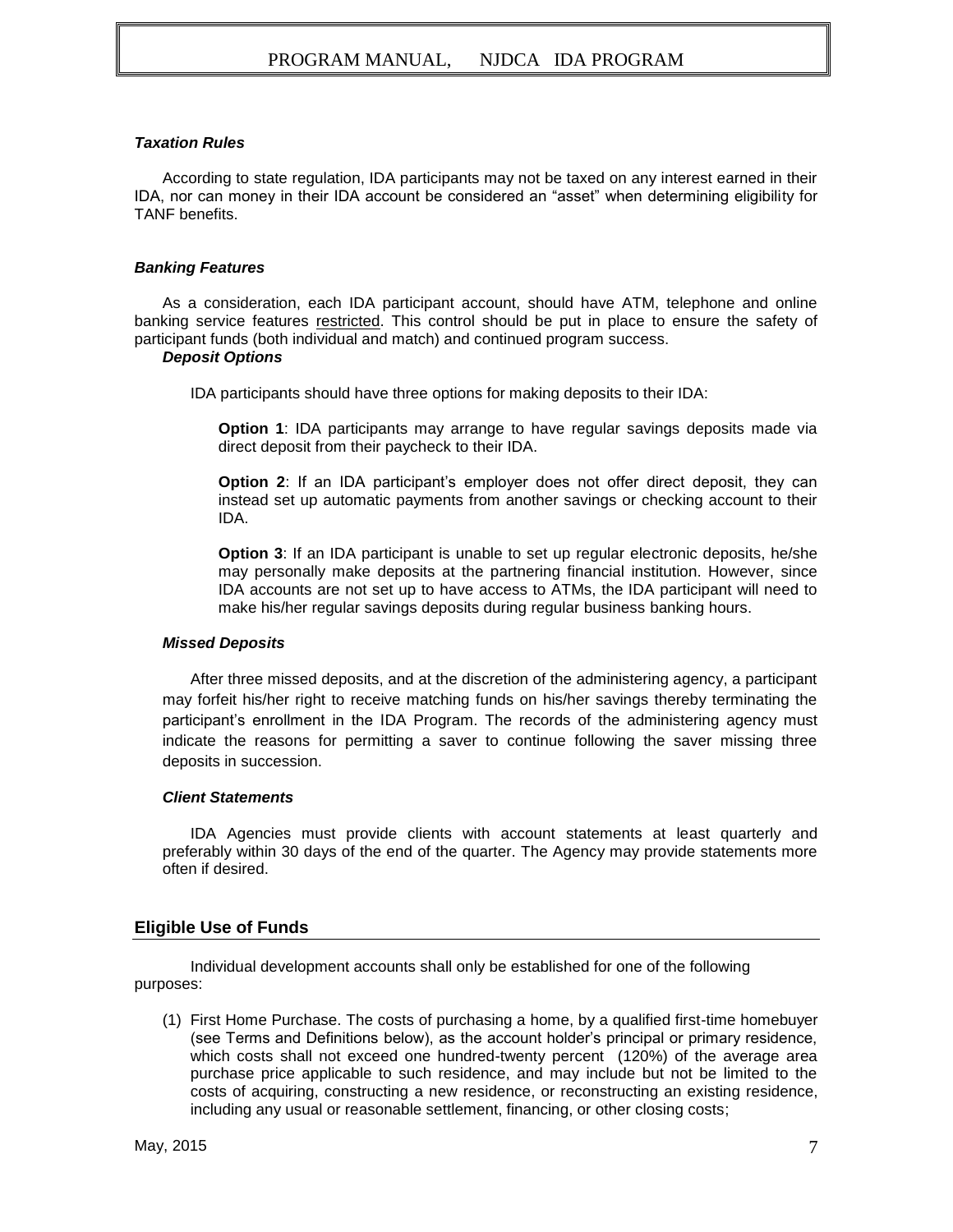### *Taxation Rules*

According to state regulation, IDA participants may not be taxed on any interest earned in their IDA, nor can money in their IDA account be considered an "asset" when determining eligibility for TANF benefits.

### *Banking Features*

As a consideration, each IDA participant account, should have ATM, telephone and online banking service features restricted. This control should be put in place to ensure the safety of participant funds (both individual and match) and continued program success.

### *Deposit Options*

IDA participants should have three options for making deposits to their IDA:

**Option 1**: IDA participants may arrange to have regular savings deposits made via direct deposit from their paycheck to their IDA.

**Option 2**: If an IDA participant's employer does not offer direct deposit, they can instead set up automatic payments from another savings or checking account to their IDA.

**Option 3**: If an IDA participant is unable to set up regular electronic deposits, he/she may personally make deposits at the partnering financial institution. However, since IDA accounts are not set up to have access to ATMs, the IDA participant will need to make his/her regular savings deposits during regular business banking hours.

### *Missed Deposits*

After three missed deposits, and at the discretion of the administering agency, a participant may forfeit his/her right to receive matching funds on his/her savings thereby terminating the participant's enrollment in the IDA Program. The records of the administering agency must indicate the reasons for permitting a saver to continue following the saver missing three deposits in succession.

### *Client Statements*

IDA Agencies must provide clients with account statements at least quarterly and preferably within 30 days of the end of the quarter. The Agency may provide statements more often if desired.

## Eligible Use of Funds

Individual development accounts shall only be established for one of the following purposes:

(1) First Home Purchase. The costs of purchasing a home, by a qualified first-time homebuyer (see Terms and Definitions below), as the account holder's principal or primary residence, which costs shall not exceed one hundred-twenty percent (120%) of the average area purchase price applicable to such residence, and may include but not be limited to the costs of acquiring, constructing a new residence, or reconstructing an existing residence, including any usual or reasonable settlement, financing, or other closing costs;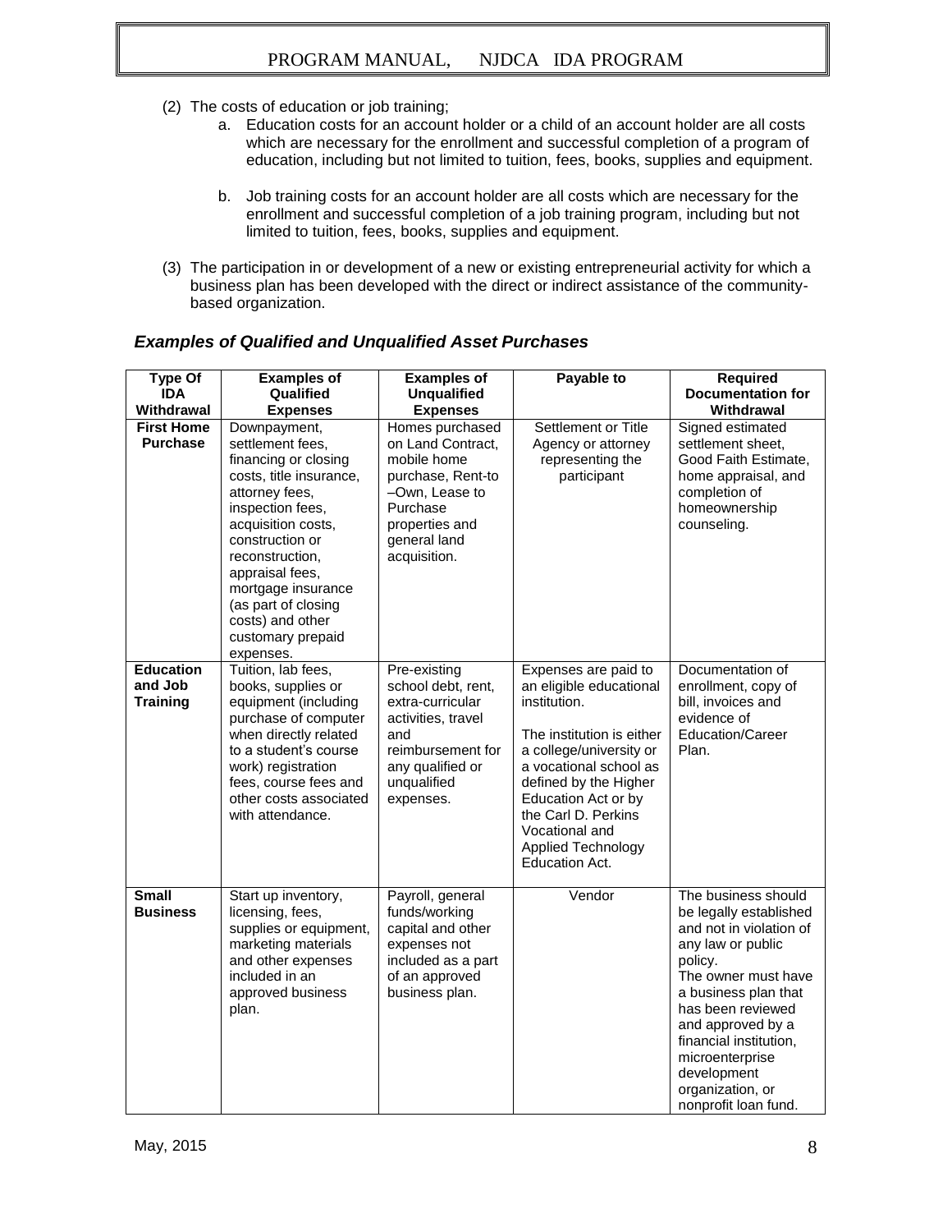(2) The costs of education or job training;

a. Education costs for an account holder or a child of an account holder are all costs which are necessary for the enrollment and successful completion of a program of education, including but not limited to tuition, fees, books, supplies and equipment.

b. Job training costs for an account holder are all costs which are necessary for the enrollment and successful completion of a job training program, including but not limited to tuition, fees, books, supplies and equipment.

(3) The participation in or development of a new or existing entrepreneurial activity for which a business plan has been developed with the direct or indirect assistance of the community-based organization.

### *Examples of Qualified and Unqualified Asset Purchases*

| Type Of IDA Withdrawal | Examples of Qualified Expenses | Examples of Unqualified Expenses | Payable to | Required Documentation for Withdrawal |
|---|---|---|---|---|
| **First Home Purchase** | Downpayment, settlement fees, financing or closing costs, title insurance, attorney fees, inspection fees, acquisition costs, construction or reconstruction, appraisal fees, mortgage insurance (as part of closing costs) and other customary prepaid expenses. | Homes purchased on Land Contract, mobile home purchase, Rent-to –Own, Lease to Purchase properties and general land acquisition. | Settlement or Title Agency or attorney representing the participant | Signed estimated settlement sheet, Good Faith Estimate, home appraisal, and completion of homeownership counseling. |
| **Education and Job Training** | Tuition, lab fees, books, supplies or equipment (including purchase of computer when directly related to a student's course work) registration fees, course fees and other costs associated with attendance. | Pre-existing school debt, rent, extra-curricular activities, travel and reimbursement for any qualified or unqualified expenses. | Expenses are paid to an eligible educational institution.<br><br>The institution is either a college/university or a vocational school as defined by the Higher Education Act or by the Carl D. Perkins Vocational and Applied Technology Education Act. | Documentation of enrollment, copy of bill, invoices and evidence of Education/Career Plan. |
| **Small Business** | Start up inventory, licensing, fees, supplies or equipment, marketing materials and other expenses included in an approved business plan. | Payroll, general funds/working capital and other expenses not included as a part of an approved business plan. | Vendor | The business should be legally established and not in violation of any law or public policy.<br>The owner must have a business plan that has been reviewed and approved by a financial institution, microenterprise development organization, or nonprofit loan fund. |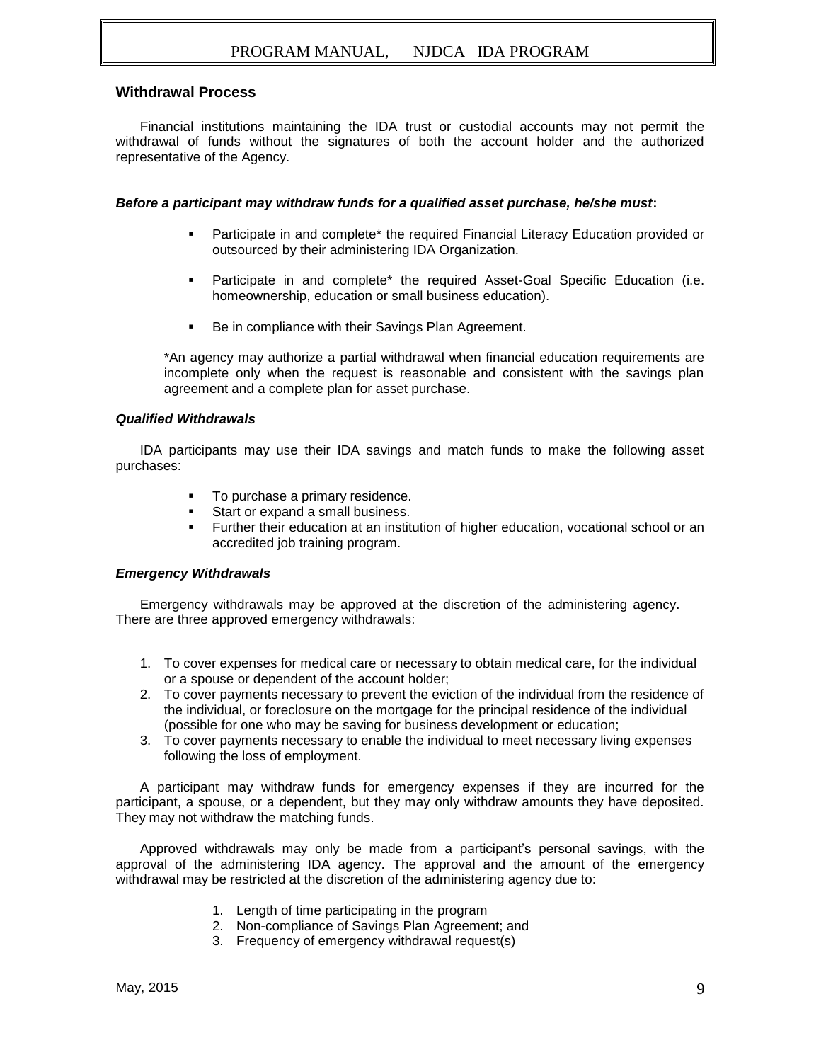## Withdrawal Process

Financial institutions maintaining the IDA trust or custodial accounts may not permit the withdrawal of funds without the signatures of both the account holder and the authorized representative of the Agency.

***Before a participant may withdraw funds for a qualified asset purchase, he/she must*:**

- Participate in and complete* the required Financial Literacy Education provided or outsourced by their administering IDA Organization.
- Participate in and complete* the required Asset-Goal Specific Education (i.e. homeownership, education or small business education).
- Be in compliance with their Savings Plan Agreement.

*An agency may authorize a partial withdrawal when financial education requirements are incomplete only when the request is reasonable and consistent with the savings plan agreement and a complete plan for asset purchase.

***Qualified Withdrawals***

IDA participants may use their IDA savings and match funds to make the following asset purchases:

- To purchase a primary residence.
- Start or expand a small business.
- Further their education at an institution of higher education, vocational school or an accredited job training program.

***Emergency Withdrawals***

Emergency withdrawals may be approved at the discretion of the administering agency. There are three approved emergency withdrawals:

1. To cover expenses for medical care or necessary to obtain medical care, for the individual or a spouse or dependent of the account holder;
2. To cover payments necessary to prevent the eviction of the individual from the residence of the individual, or foreclosure on the mortgage for the principal residence of the individual (possible for one who may be saving for business development or education;
3. To cover payments necessary to enable the individual to meet necessary living expenses following the loss of employment.

A participant may withdraw funds for emergency expenses if they are incurred for the participant, a spouse, or a dependent, but they may only withdraw amounts they have deposited. They may not withdraw the matching funds.

Approved withdrawals may only be made from a participant's personal savings, with the approval of the administering IDA agency. The approval and the amount of the emergency withdrawal may be restricted at the discretion of the administering agency due to:

1. Length of time participating in the program
2. Non-compliance of Savings Plan Agreement; and
3. Frequency of emergency withdrawal request(s)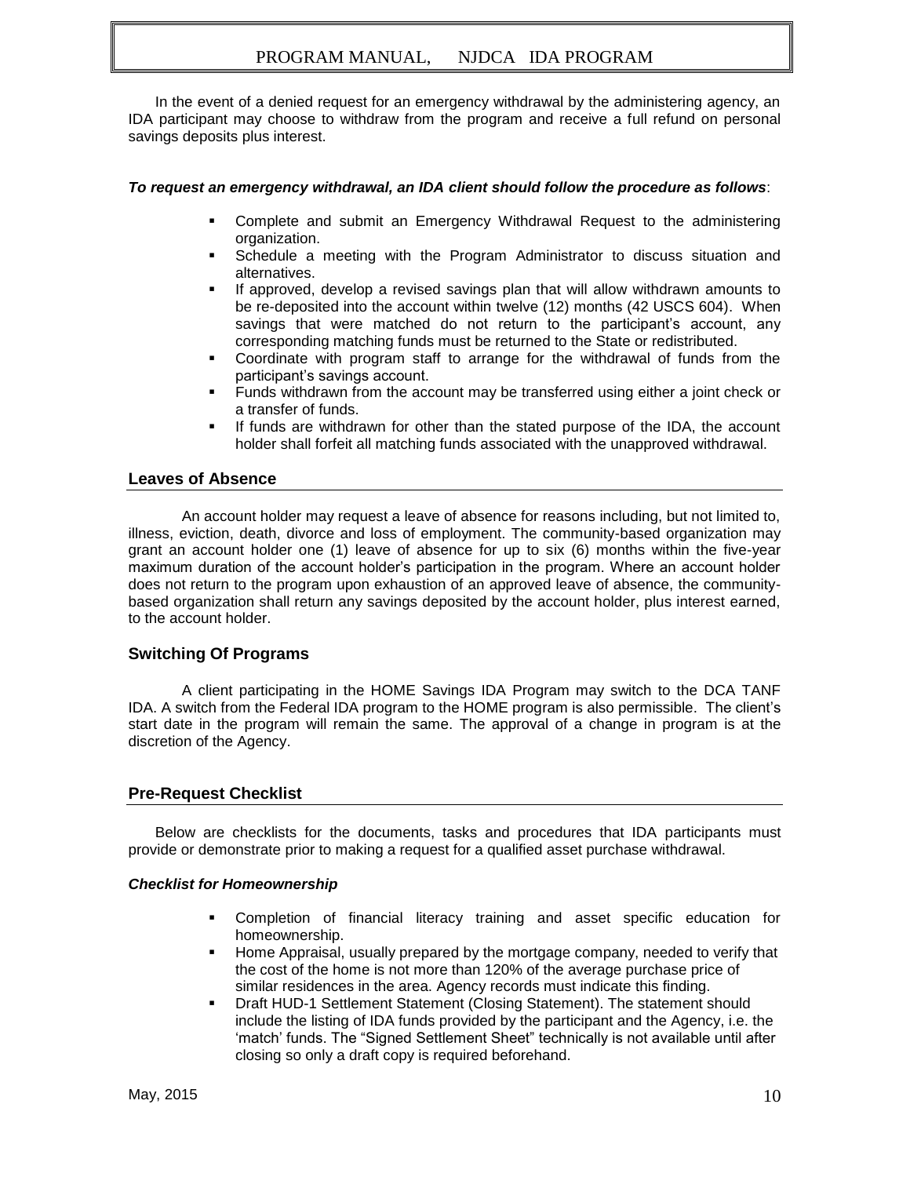In the event of a denied request for an emergency withdrawal by the administering agency, an IDA participant may choose to withdraw from the program and receive a full refund on personal savings deposits plus interest.

***To request an emergency withdrawal, an IDA client should follow the procedure as follows***:

- Complete and submit an Emergency Withdrawal Request to the administering organization.
- Schedule a meeting with the Program Administrator to discuss situation and alternatives.
- If approved, develop a revised savings plan that will allow withdrawn amounts to be re-deposited into the account within twelve (12) months (42 USCS 604). When savings that were matched do not return to the participant's account, any corresponding matching funds must be returned to the State or redistributed.
- Coordinate with program staff to arrange for the withdrawal of funds from the participant's savings account.
- Funds withdrawn from the account may be transferred using either a joint check or a transfer of funds.
- If funds are withdrawn for other than the stated purpose of the IDA, the account holder shall forfeit all matching funds associated with the unapproved withdrawal.

## Leaves of Absence

An account holder may request a leave of absence for reasons including, but not limited to, illness, eviction, death, divorce and loss of employment. The community-based organization may grant an account holder one (1) leave of absence for up to six (6) months within the five-year maximum duration of the account holder's participation in the program. Where an account holder does not return to the program upon exhaustion of an approved leave of absence, the community-based organization shall return any savings deposited by the account holder, plus interest earned, to the account holder.

## Switching Of Programs

A client participating in the HOME Savings IDA Program may switch to the DCA TANF IDA. A switch from the Federal IDA program to the HOME program is also permissible. The client's start date in the program will remain the same. The approval of a change in program is at the discretion of the Agency.

## Pre-Request Checklist

Below are checklists for the documents, tasks and procedures that IDA participants must provide or demonstrate prior to making a request for a qualified asset purchase withdrawal.

***Checklist for Homeownership***

- Completion of financial literacy training and asset specific education for homeownership.
- Home Appraisal, usually prepared by the mortgage company, needed to verify that the cost of the home is not more than 120% of the average purchase price of similar residences in the area. Agency records must indicate this finding.
- Draft HUD-1 Settlement Statement (Closing Statement). The statement should include the listing of IDA funds provided by the participant and the Agency, i.e. the 'match' funds. The "Signed Settlement Sheet" technically is not available until after closing so only a draft copy is required beforehand.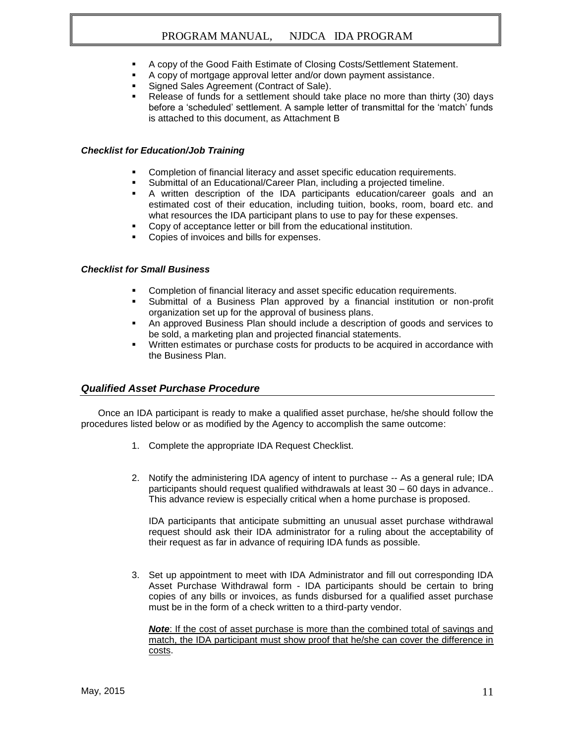- A copy of the Good Faith Estimate of Closing Costs/Settlement Statement.
- A copy of mortgage approval letter and/or down payment assistance.
- Signed Sales Agreement (Contract of Sale).
- Release of funds for a settlement should take place no more than thirty (30) days before a 'scheduled' settlement. A sample letter of transmittal for the 'match' funds is attached to this document, as Attachment B

***Checklist for Education/Job Training***

- Completion of financial literacy and asset specific education requirements.
- Submittal of an Educational/Career Plan, including a projected timeline.
- A written description of the IDA participants education/career goals and an estimated cost of their education, including tuition, books, room, board etc. and what resources the IDA participant plans to use to pay for these expenses.
- Copy of acceptance letter or bill from the educational institution.
- Copies of invoices and bills for expenses.

***Checklist for Small Business***

- Completion of financial literacy and asset specific education requirements.
- Submittal of a Business Plan approved by a financial institution or non-profit organization set up for the approval of business plans.
- An approved Business Plan should include a description of goods and services to be sold, a marketing plan and projected financial statements.
- Written estimates or purchase costs for products to be acquired in accordance with the Business Plan.

## *Qualified Asset Purchase Procedure*

Once an IDA participant is ready to make a qualified asset purchase, he/she should follow the procedures listed below or as modified by the Agency to accomplish the same outcome:

1. Complete the appropriate IDA Request Checklist.

2. Notify the administering IDA agency of intent to purchase -- As a general rule; IDA participants should request qualified withdrawals at least 30 – 60 days in advance.. This advance review is especially critical when a home purchase is proposed.

   IDA participants that anticipate submitting an unusual asset purchase withdrawal request should ask their IDA administrator for a ruling about the acceptability of their request as far in advance of requiring IDA funds as possible.

3. Set up appointment to meet with IDA Administrator and fill out corresponding IDA Asset Purchase Withdrawal form - IDA participants should be certain to bring copies of any bills or invoices, as funds disbursed for a qualified asset purchase must be in the form of a check written to a third-party vendor.

   ***Note***: If the cost of asset purchase is more than the combined total of savings and match, the IDA participant must show proof that he/she can cover the difference in costs.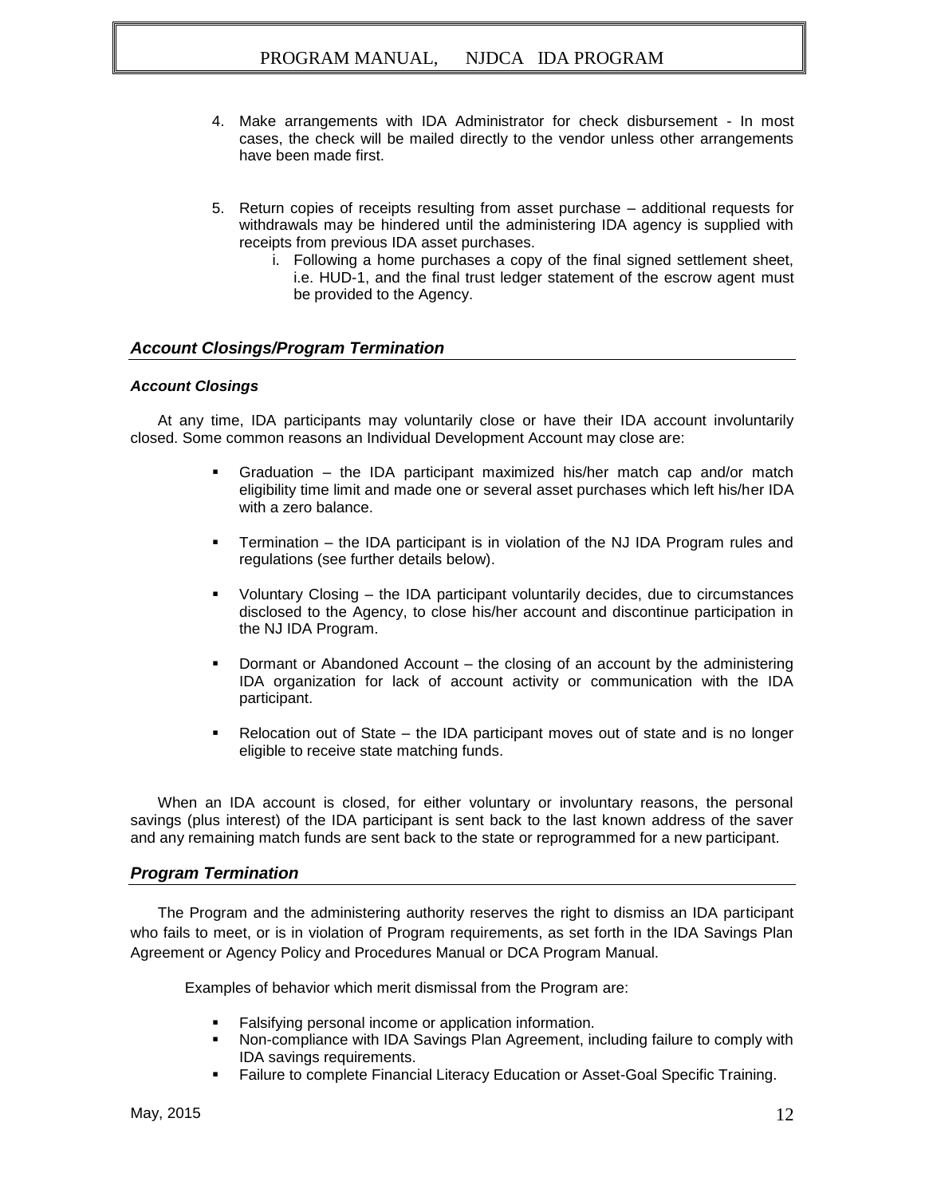4. Make arrangements with IDA Administrator for check disbursement - In most cases, the check will be mailed directly to the vendor unless other arrangements have been made first.

5. Return copies of receipts resulting from asset purchase – additional requests for withdrawals may be hindered until the administering IDA agency is supplied with receipts from previous IDA asset purchases.
   i. Following a home purchases a copy of the final signed settlement sheet, i.e. HUD-1, and the final trust ledger statement of the escrow agent must be provided to the Agency.

## *Account Closings/Program Termination*

### *Account Closings*

At any time, IDA participants may voluntarily close or have their IDA account involuntarily closed. Some common reasons an Individual Development Account may close are:

- Graduation – the IDA participant maximized his/her match cap and/or match eligibility time limit and made one or several asset purchases which left his/her IDA with a zero balance.
- Termination – the IDA participant is in violation of the NJ IDA Program rules and regulations (see further details below).
- Voluntary Closing – the IDA participant voluntarily decides, due to circumstances disclosed to the Agency, to close his/her account and discontinue participation in the NJ IDA Program.
- Dormant or Abandoned Account – the closing of an account by the administering IDA organization for lack of account activity or communication with the IDA participant.
- Relocation out of State – the IDA participant moves out of state and is no longer eligible to receive state matching funds.

When an IDA account is closed, for either voluntary or involuntary reasons, the personal savings (plus interest) of the IDA participant is sent back to the last known address of the saver and any remaining match funds are sent back to the state or reprogrammed for a new participant.

## *Program Termination*

The Program and the administering authority reserves the right to dismiss an IDA participant who fails to meet, or is in violation of Program requirements, as set forth in the IDA Savings Plan Agreement or Agency Policy and Procedures Manual or DCA Program Manual.

Examples of behavior which merit dismissal from the Program are:

- Falsifying personal income or application information.
- Non-compliance with IDA Savings Plan Agreement, including failure to comply with IDA savings requirements.
- Failure to complete Financial Literacy Education or Asset-Goal Specific Training.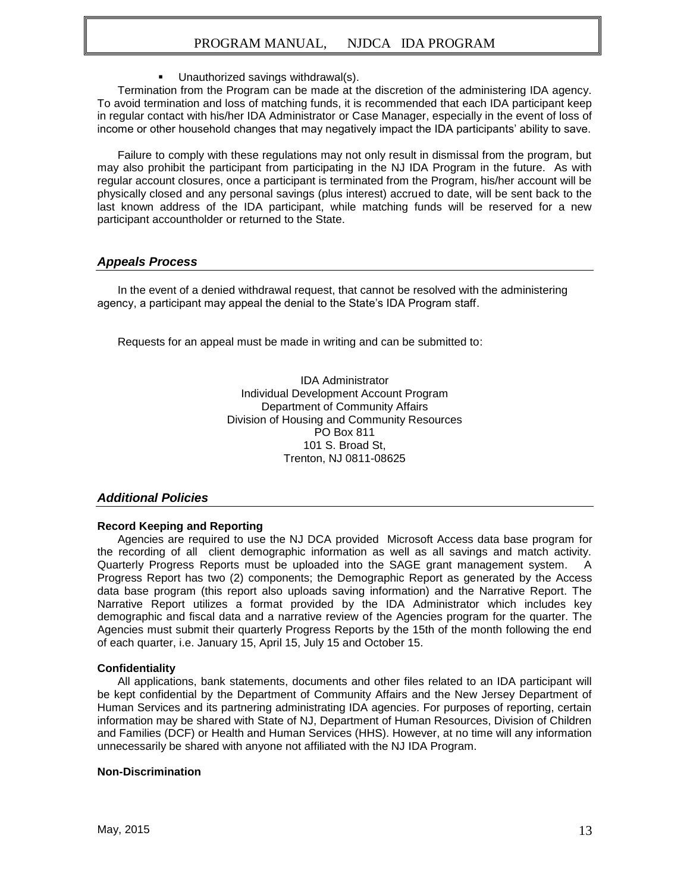- Unauthorized savings withdrawal(s).

Termination from the Program can be made at the discretion of the administering IDA agency. To avoid termination and loss of matching funds, it is recommended that each IDA participant keep in regular contact with his/her IDA Administrator or Case Manager, especially in the event of loss of income or other household changes that may negatively impact the IDA participants' ability to save.

Failure to comply with these regulations may not only result in dismissal from the program, but may also prohibit the participant from participating in the NJ IDA Program in the future. As with regular account closures, once a participant is terminated from the Program, his/her account will be physically closed and any personal savings (plus interest) accrued to date, will be sent back to the last known address of the IDA participant, while matching funds will be reserved for a new participant accountholder or returned to the State.

## *Appeals Process*

In the event of a denied withdrawal request, that cannot be resolved with the administering agency, a participant may appeal the denial to the State's IDA Program staff.

Requests for an appeal must be made in writing and can be submitted to:

IDA Administrator
Individual Development Account Program
Department of Community Affairs
Division of Housing and Community Resources
PO Box 811
101 S. Broad St,
Trenton, NJ 0811-08625

## *Additional Policies*

**Record Keeping and Reporting**

Agencies are required to use the NJ DCA provided Microsoft Access data base program for the recording of all client demographic information as well as all savings and match activity. Quarterly Progress Reports must be uploaded into the SAGE grant management system. A Progress Report has two (2) components; the Demographic Report as generated by the Access data base program (this report also uploads saving information) and the Narrative Report. The Narrative Report utilizes a format provided by the IDA Administrator which includes key demographic and fiscal data and a narrative review of the Agencies program for the quarter. The Agencies must submit their quarterly Progress Reports by the 15th of the month following the end of each quarter, i.e. January 15, April 15, July 15 and October 15.

**Confidentiality**

All applications, bank statements, documents and other files related to an IDA participant will be kept confidential by the Department of Community Affairs and the New Jersey Department of Human Services and its partnering administrating IDA agencies. For purposes of reporting, certain information may be shared with State of NJ, Department of Human Resources, Division of Children and Families (DCF) or Health and Human Services (HHS). However, at no time will any information unnecessarily be shared with anyone not affiliated with the NJ IDA Program.

**Non-Discrimination**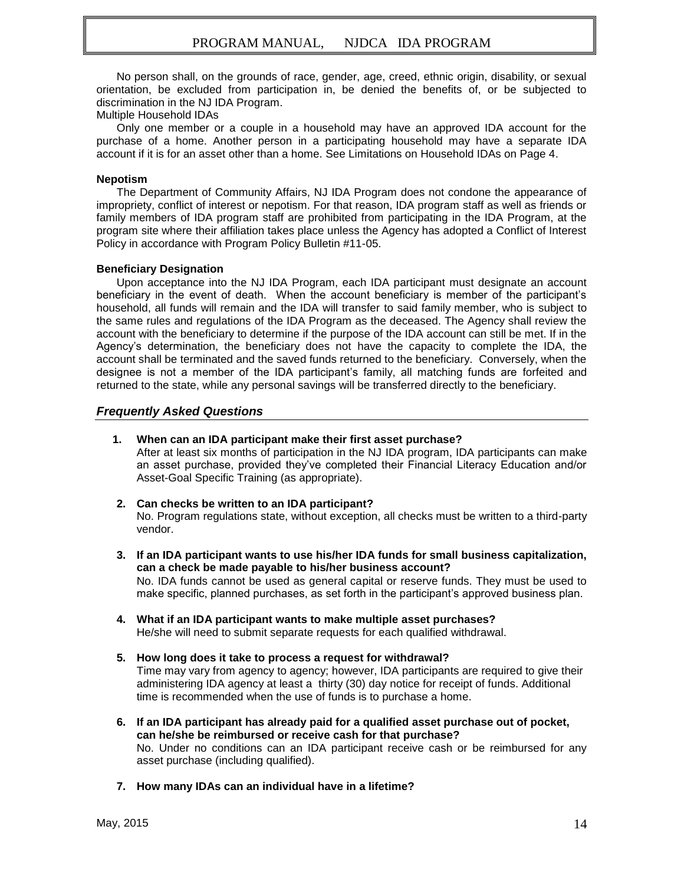No person shall, on the grounds of race, gender, age, creed, ethnic origin, disability, or sexual orientation, be excluded from participation in, be denied the benefits of, or be subjected to discrimination in the NJ IDA Program.

Multiple Household IDAs

Only one member or a couple in a household may have an approved IDA account for the purchase of a home. Another person in a participating household may have a separate IDA account if it is for an asset other than a home. See Limitations on Household IDAs on Page 4.

**Nepotism**

The Department of Community Affairs, NJ IDA Program does not condone the appearance of impropriety, conflict of interest or nepotism. For that reason, IDA program staff as well as friends or family members of IDA program staff are prohibited from participating in the IDA Program, at the program site where their affiliation takes place unless the Agency has adopted a Conflict of Interest Policy in accordance with Program Policy Bulletin #11-05.

**Beneficiary Designation**

Upon acceptance into the NJ IDA Program, each IDA participant must designate an account beneficiary in the event of death. When the account beneficiary is member of the participant's household, all funds will remain and the IDA will transfer to said family member, who is subject to the same rules and regulations of the IDA Program as the deceased. The Agency shall review the account with the beneficiary to determine if the purpose of the IDA account can still be met. If in the Agency's determination, the beneficiary does not have the capacity to complete the IDA, the account shall be terminated and the saved funds returned to the beneficiary. Conversely, when the designee is not a member of the IDA participant's family, all matching funds are forfeited and returned to the state, while any personal savings will be transferred directly to the beneficiary.

## *Frequently Asked Questions*

1. **When can an IDA participant make their first asset purchase?**
   After at least six months of participation in the NJ IDA program, IDA participants can make an asset purchase, provided they've completed their Financial Literacy Education and/or Asset-Goal Specific Training (as appropriate).

2. **Can checks be written to an IDA participant?**
   No. Program regulations state, without exception, all checks must be written to a third-party vendor.

3. **If an IDA participant wants to use his/her IDA funds for small business capitalization, can a check be made payable to his/her business account?**
   No. IDA funds cannot be used as general capital or reserve funds. They must be used to make specific, planned purchases, as set forth in the participant's approved business plan.

4. **What if an IDA participant wants to make multiple asset purchases?**
   He/she will need to submit separate requests for each qualified withdrawal.

5. **How long does it take to process a request for withdrawal?**
   Time may vary from agency to agency; however, IDA participants are required to give their administering IDA agency at least a thirty (30) day notice for receipt of funds. Additional time is recommended when the use of funds is to purchase a home.

6. **If an IDA participant has already paid for a qualified asset purchase out of pocket, can he/she be reimbursed or receive cash for that purchase?**
   No. Under no conditions can an IDA participant receive cash or be reimbursed for any asset purchase (including qualified).

7. **How many IDAs can an individual have in a lifetime?**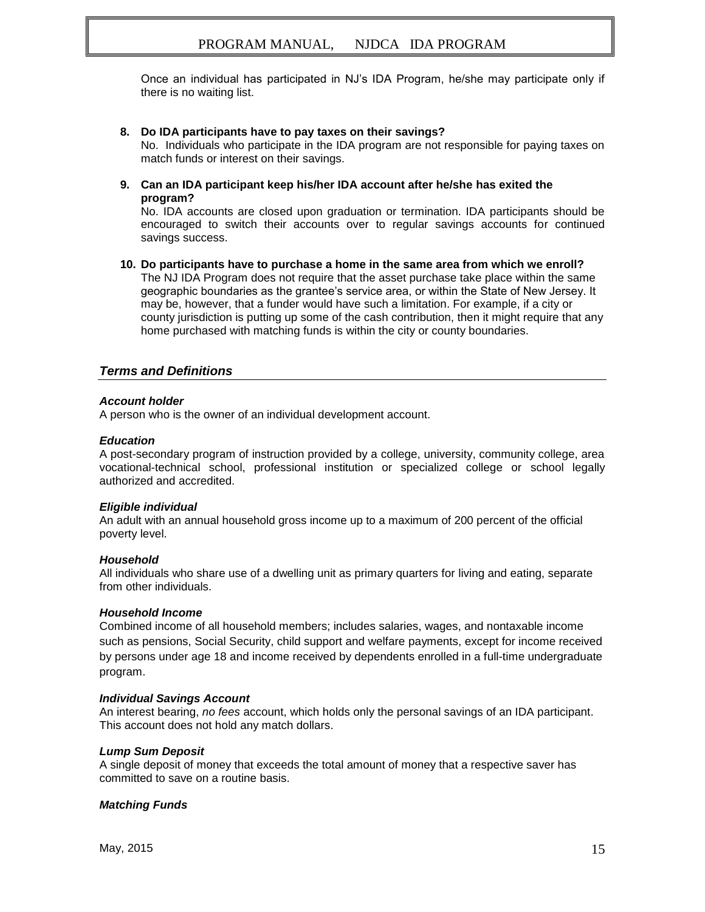Once an individual has participated in NJ's IDA Program, he/she may participate only if there is no waiting list.

8. **Do IDA participants have to pay taxes on their savings?**
   No. Individuals who participate in the IDA program are not responsible for paying taxes on match funds or interest on their savings.

9. **Can an IDA participant keep his/her IDA account after he/she has exited the program?**
   No. IDA accounts are closed upon graduation or termination. IDA participants should be encouraged to switch their accounts over to regular savings accounts for continued savings success.

10. **Do participants have to purchase a home in the same area from which we enroll?**
    The NJ IDA Program does not require that the asset purchase take place within the same geographic boundaries as the grantee's service area, or within the State of New Jersey. It may be, however, that a funder would have such a limitation. For example, if a city or county jurisdiction is putting up some of the cash contribution, then it might require that any home purchased with matching funds is within the city or county boundaries.

## *Terms and Definitions*

***Account holder***
A person who is the owner of an individual development account.

***Education***
A post-secondary program of instruction provided by a college, university, community college, area vocational-technical school, professional institution or specialized college or school legally authorized and accredited.

***Eligible individual***
An adult with an annual household gross income up to a maximum of 200 percent of the official poverty level.

***Household***
All individuals who share use of a dwelling unit as primary quarters for living and eating, separate from other individuals.

***Household Income***
Combined income of all household members; includes salaries, wages, and nontaxable income such as pensions, Social Security, child support and welfare payments, except for income received by persons under age 18 and income received by dependents enrolled in a full-time undergraduate program.

***Individual Savings Account***
An interest bearing, *no fees* account, which holds only the personal savings of an IDA participant. This account does not hold any match dollars.

***Lump Sum Deposit***
A single deposit of money that exceeds the total amount of money that a respective saver has committed to save on a routine basis.

***Matching Funds***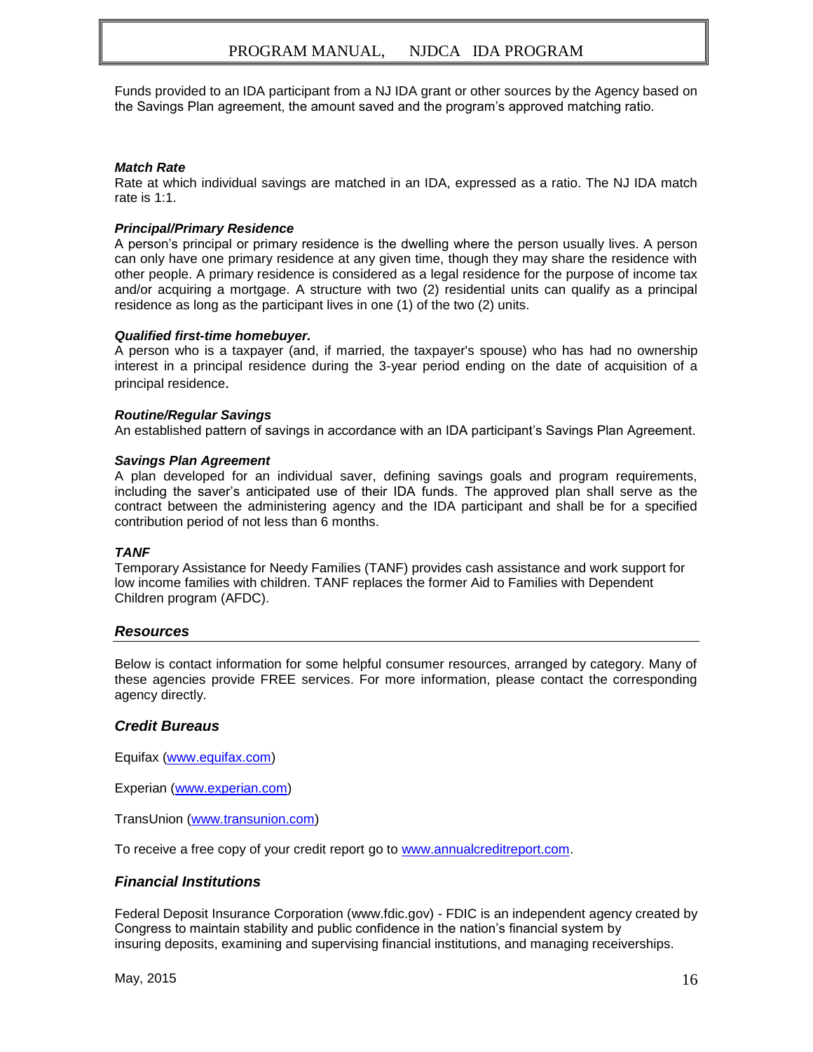Funds provided to an IDA participant from a NJ IDA grant or other sources by the Agency based on the Savings Plan agreement, the amount saved and the program's approved matching ratio.

***Match Rate***
Rate at which individual savings are matched in an IDA, expressed as a ratio. The NJ IDA match rate is 1:1.

***Principal/Primary Residence***
A person's principal or primary residence is the dwelling where the person usually lives. A person can only have one primary residence at any given time, though they may share the residence with other people. A primary residence is considered as a legal residence for the purpose of income tax and/or acquiring a mortgage. A structure with two (2) residential units can qualify as a principal residence as long as the participant lives in one (1) of the two (2) units.

***Qualified first-time homebuyer.***
A person who is a taxpayer (and, if married, the taxpayer's spouse) who has had no ownership interest in a principal residence during the 3-year period ending on the date of acquisition of a principal residence.

***Routine/Regular Savings***
An established pattern of savings in accordance with an IDA participant's Savings Plan Agreement.

***Savings Plan Agreement***
A plan developed for an individual saver, defining savings goals and program requirements, including the saver's anticipated use of their IDA funds. The approved plan shall serve as the contract between the administering agency and the IDA participant and shall be for a specified contribution period of not less than 6 months.

***TANF***
Temporary Assistance for Needy Families (TANF) provides cash assistance and work support for low income families with children. TANF replaces the former Aid to Families with Dependent Children program (AFDC).

## *Resources*

Below is contact information for some helpful consumer resources, arranged by category. Many of these agencies provide FREE services. For more information, please contact the corresponding agency directly.

### *Credit Bureaus*

Equifax (www.equifax.com)

Experian (www.experian.com)

TransUnion (www.transunion.com)

To receive a free copy of your credit report go to www.annualcreditreport.com.

### *Financial Institutions*

Federal Deposit Insurance Corporation (www.fdic.gov) - FDIC is an independent agency created by Congress to maintain stability and public confidence in the nation's financial system by insuring deposits, examining and supervising financial institutions, and managing receiverships.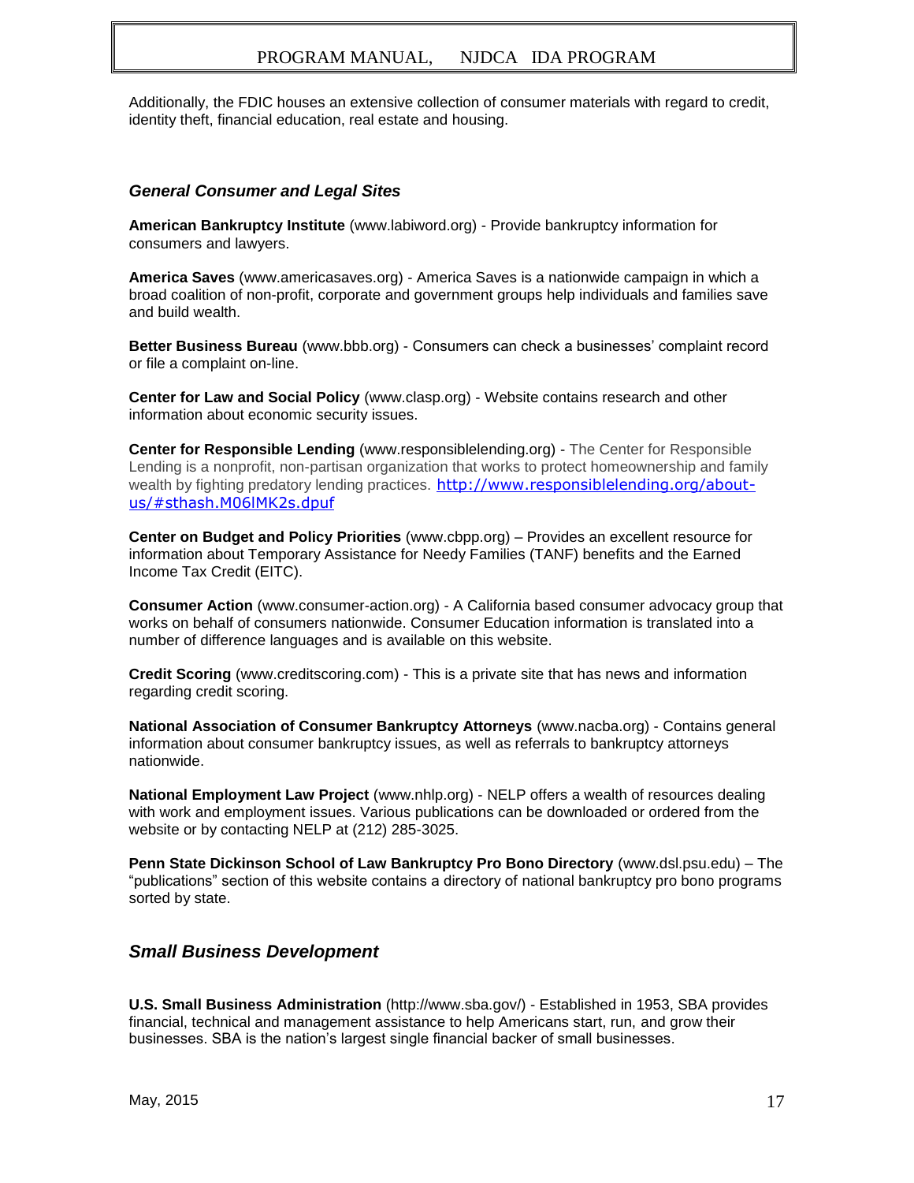Additionally, the FDIC houses an extensive collection of consumer materials with regard to credit, identity theft, financial education, real estate and housing.

### *General Consumer and Legal Sites*

**American Bankruptcy Institute** (www.labiword.org) - Provide bankruptcy information for consumers and lawyers.

**America Saves** (www.americasaves.org) - America Saves is a nationwide campaign in which a broad coalition of non-profit, corporate and government groups help individuals and families save and build wealth.

**Better Business Bureau** (www.bbb.org) - Consumers can check a businesses' complaint record or file a complaint on-line.

**Center for Law and Social Policy** (www.clasp.org) - Website contains research and other information about economic security issues.

**Center for Responsible Lending** (www.responsiblelending.org) - The Center for Responsible Lending is a nonprofit, non-partisan organization that works to protect homeownership and family wealth by fighting predatory lending practices. http://www.responsiblelending.org/about-us/#sthash.M06lMK2s.dpuf

**Center on Budget and Policy Priorities** (www.cbpp.org) – Provides an excellent resource for information about Temporary Assistance for Needy Families (TANF) benefits and the Earned Income Tax Credit (EITC).

**Consumer Action** (www.consumer-action.org) - A California based consumer advocacy group that works on behalf of consumers nationwide. Consumer Education information is translated into a number of difference languages and is available on this website.

**Credit Scoring** (www.creditscoring.com) - This is a private site that has news and information regarding credit scoring.

**National Association of Consumer Bankruptcy Attorneys** (www.nacba.org) - Contains general information about consumer bankruptcy issues, as well as referrals to bankruptcy attorneys nationwide.

**National Employment Law Project** (www.nhlp.org) - NELP offers a wealth of resources dealing with work and employment issues. Various publications can be downloaded or ordered from the website or by contacting NELP at (212) 285-3025.

**Penn State Dickinson School of Law Bankruptcy Pro Bono Directory** (www.dsl.psu.edu) – The "publications" section of this website contains a directory of national bankruptcy pro bono programs sorted by state.

### *Small Business Development*

**U.S. Small Business Administration** (http://www.sba.gov/) - Established in 1953, SBA provides financial, technical and management assistance to help Americans start, run, and grow their businesses. SBA is the nation's largest single financial backer of small businesses.

May, 2015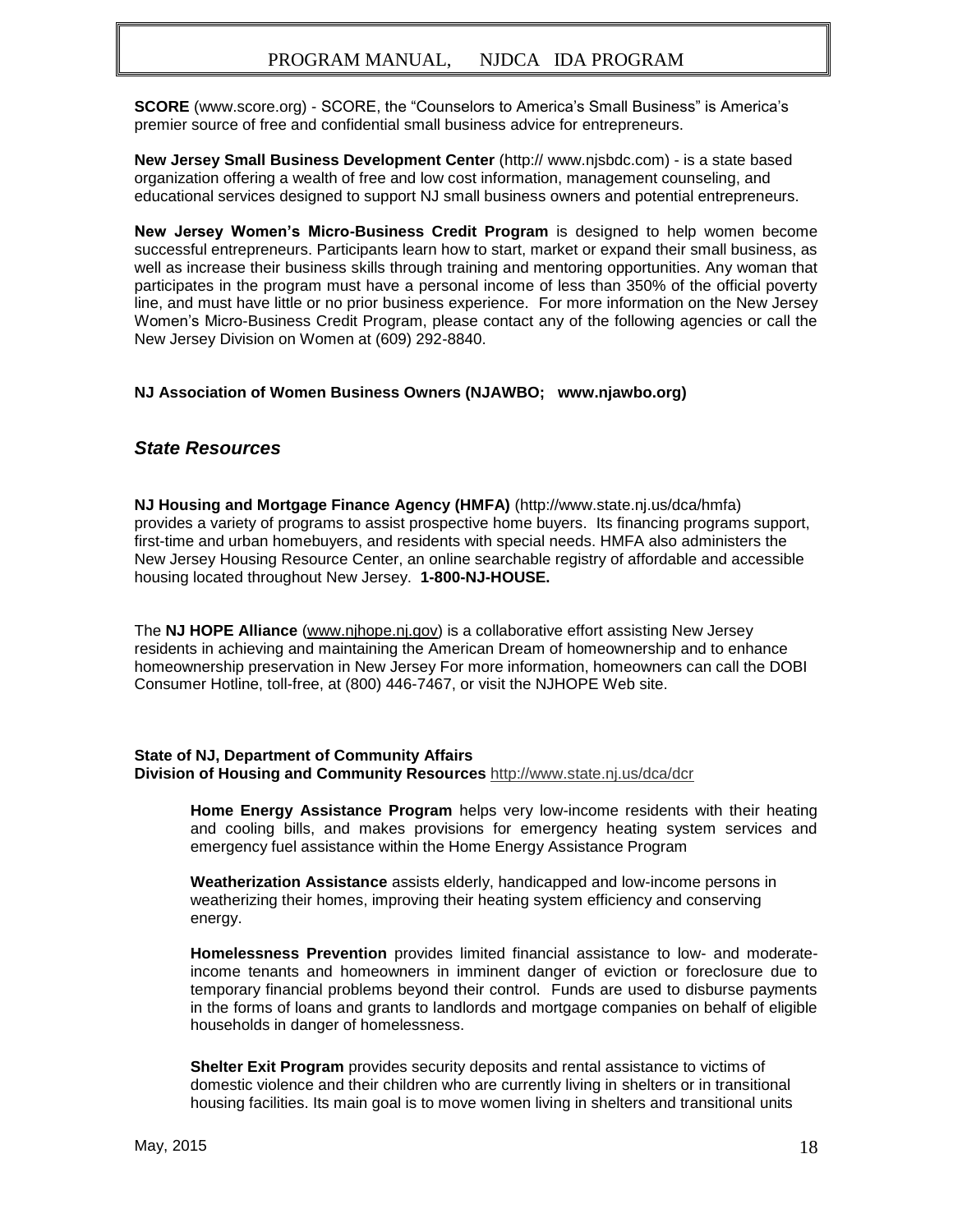**SCORE** (www.score.org) - SCORE, the "Counselors to America's Small Business" is America's premier source of free and confidential small business advice for entrepreneurs.

**New Jersey Small Business Development Center** (http:// www.njsbdc.com) - is a state based organization offering a wealth of free and low cost information, management counseling, and educational services designed to support NJ small business owners and potential entrepreneurs.

**New Jersey Women's Micro-Business Credit Program** is designed to help women become successful entrepreneurs. Participants learn how to start, market or expand their small business, as well as increase their business skills through training and mentoring opportunities. Any woman that participates in the program must have a personal income of less than 350% of the official poverty line, and must have little or no prior business experience. For more information on the New Jersey Women's Micro-Business Credit Program, please contact any of the following agencies or call the New Jersey Division on Women at (609) 292-8840.

**NJ Association of Women Business Owners (NJAWBO; www.njawbo.org)**

## *State Resources*

**NJ Housing and Mortgage Finance Agency (HMFA)** (http://www.state.nj.us/dca/hmfa) provides a variety of programs to assist prospective home buyers. Its financing programs support, first-time and urban homebuyers, and residents with special needs. HMFA also administers the New Jersey Housing Resource Center, an online searchable registry of affordable and accessible housing located throughout New Jersey. **1-800-NJ-HOUSE.**

The **NJ HOPE Alliance** (www.njhope.nj.gov) is a collaborative effort assisting New Jersey residents in achieving and maintaining the American Dream of homeownership and to enhance homeownership preservation in New Jersey For more information, homeowners can call the DOBI Consumer Hotline, toll-free, at (800) 446-7467, or visit the NJHOPE Web site.

**State of NJ, Department of Community Affairs**
**Division of Housing and Community Resources** http://www.state.nj.us/dca/dcr

**Home Energy Assistance Program** helps very low-income residents with their heating and cooling bills, and makes provisions for emergency heating system services and emergency fuel assistance within the Home Energy Assistance Program

**Weatherization Assistance** assists elderly, handicapped and low-income persons in weatherizing their homes, improving their heating system efficiency and conserving energy.

**Homelessness Prevention** provides limited financial assistance to low- and moderate-income tenants and homeowners in imminent danger of eviction or foreclosure due to temporary financial problems beyond their control. Funds are used to disburse payments in the forms of loans and grants to landlords and mortgage companies on behalf of eligible households in danger of homelessness.

**Shelter Exit Program** provides security deposits and rental assistance to victims of domestic violence and their children who are currently living in shelters or in transitional housing facilities. Its main goal is to move women living in shelters and transitional units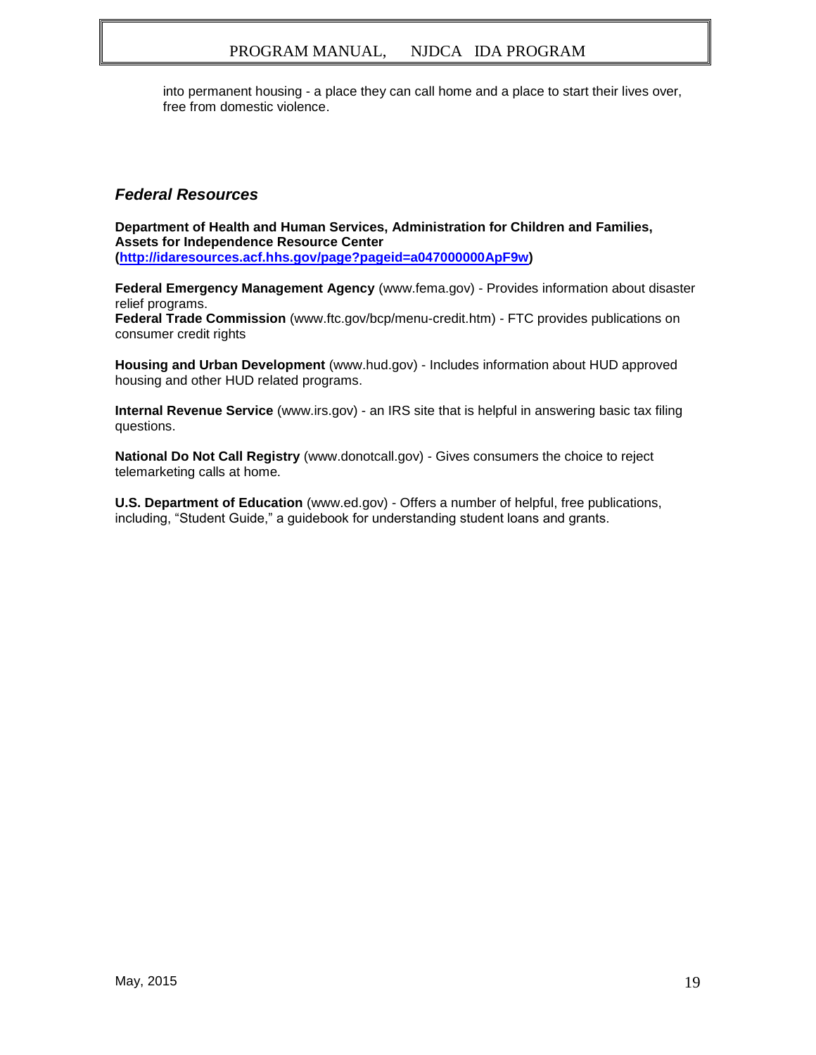into permanent housing - a place they can call home and a place to start their lives over, free from domestic violence.

### *Federal Resources*

**Department of Health and Human Services, Administration for Children and Families, Assets for Independence Resource Center (http://idaresources.acf.hhs.gov/page?pageid=a047000000ApF9w)**

**Federal Emergency Management Agency** (www.fema.gov) - Provides information about disaster relief programs.
**Federal Trade Commission** (www.ftc.gov/bcp/menu-credit.htm) - FTC provides publications on consumer credit rights

**Housing and Urban Development** (www.hud.gov) - Includes information about HUD approved housing and other HUD related programs.

**Internal Revenue Service** (www.irs.gov) - an IRS site that is helpful in answering basic tax filing questions.

**National Do Not Call Registry** (www.donotcall.gov) - Gives consumers the choice to reject telemarketing calls at home.

**U.S. Department of Education** (www.ed.gov) - Offers a number of helpful, free publications, including, “Student Guide,” a guidebook for understanding student loans and grants.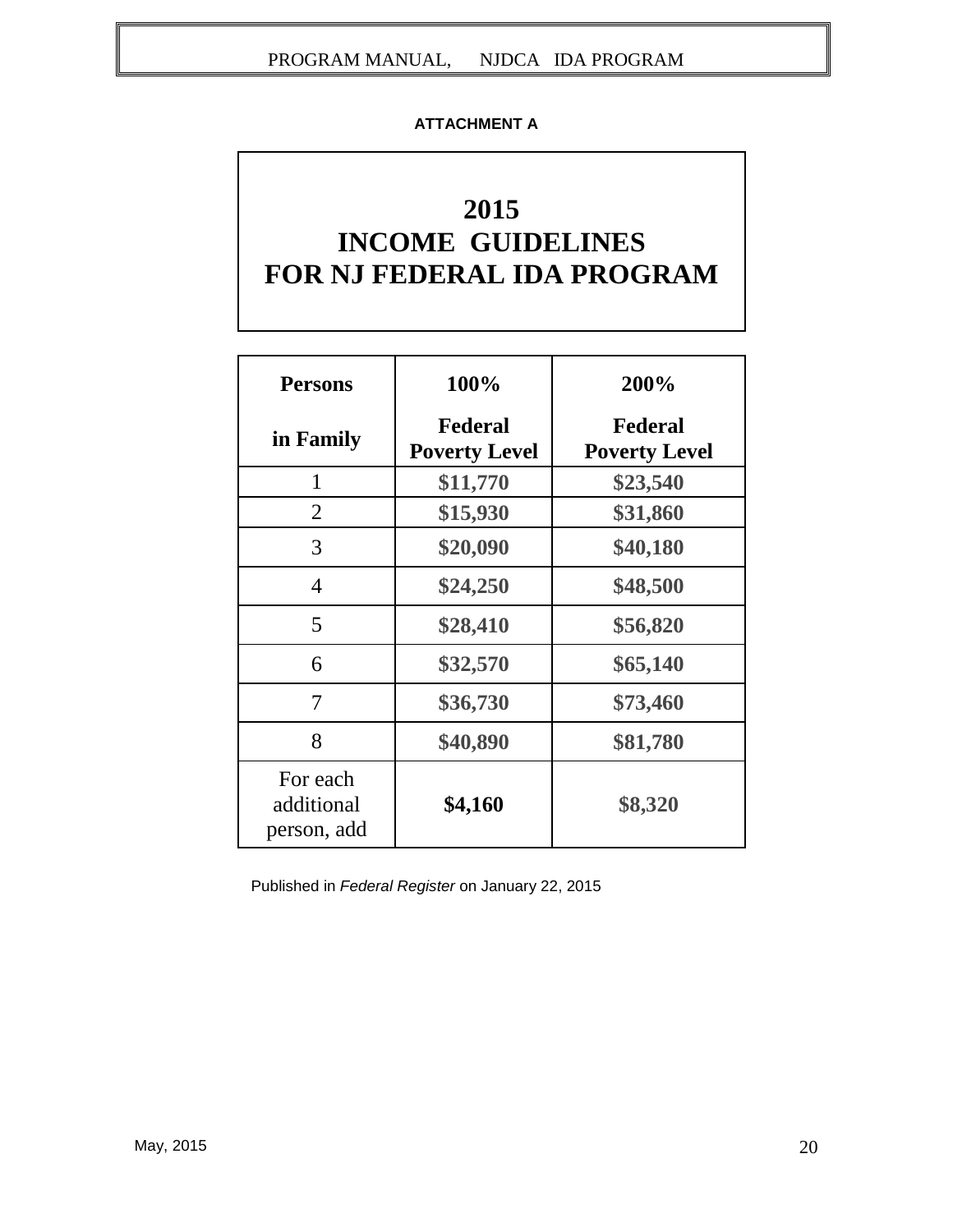**ATTACHMENT A**

# 2015
# INCOME GUIDELINES
# FOR NJ FEDERAL IDA PROGRAM

| Persons in Family | 100% Federal Poverty Level | 200% Federal Poverty Level |
|---|---|---|
| 1 | $11,770 | $23,540 |
| 2 | $15,930 | $31,860 |
| 3 | $20,090 | $40,180 |
| 4 | $24,250 | $48,500 |
| 5 | $28,410 | $56,820 |
| 6 | $32,570 | $65,140 |
| 7 | $36,730 | $73,460 |
| 8 | $40,890 | $81,780 |
| For each additional person, add | $4,160 | $8,320 |

Published in *Federal Register* on January 22, 2015

May, 2015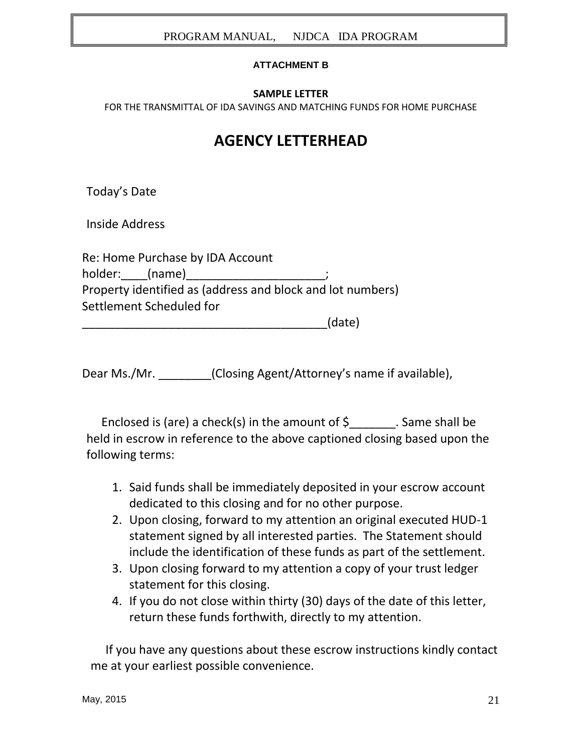**ATTACHMENT B**

**SAMPLE LETTER**

FOR THE TRANSMITTAL OF IDA SAVINGS AND MATCHING FUNDS FOR HOME PURCHASE

# AGENCY LETTERHEAD

Today's Date

Inside Address

Re: Home Purchase by IDA Account
holder:____(name)_____________________;
Property identified as (address and block and lot numbers)
Settlement Scheduled for
_____________________________________(date)

Dear Ms./Mr. ________(Closing Agent/Attorney's name if available),

Enclosed is (are) a check(s) in the amount of $_______. Same shall be held in escrow in reference to the above captioned closing based upon the following terms:

1. Said funds shall be immediately deposited in your escrow account dedicated to this closing and for no other purpose.
2. Upon closing, forward to my attention an original executed HUD-1 statement signed by all interested parties. The Statement should include the identification of these funds as part of the settlement.
3. Upon closing forward to my attention a copy of your trust ledger statement for this closing.
4. If you do not close within thirty (30) days of the date of this letter, return these funds forthwith, directly to my attention.

If you have any questions about these escrow instructions kindly contact me at your earliest possible convenience.